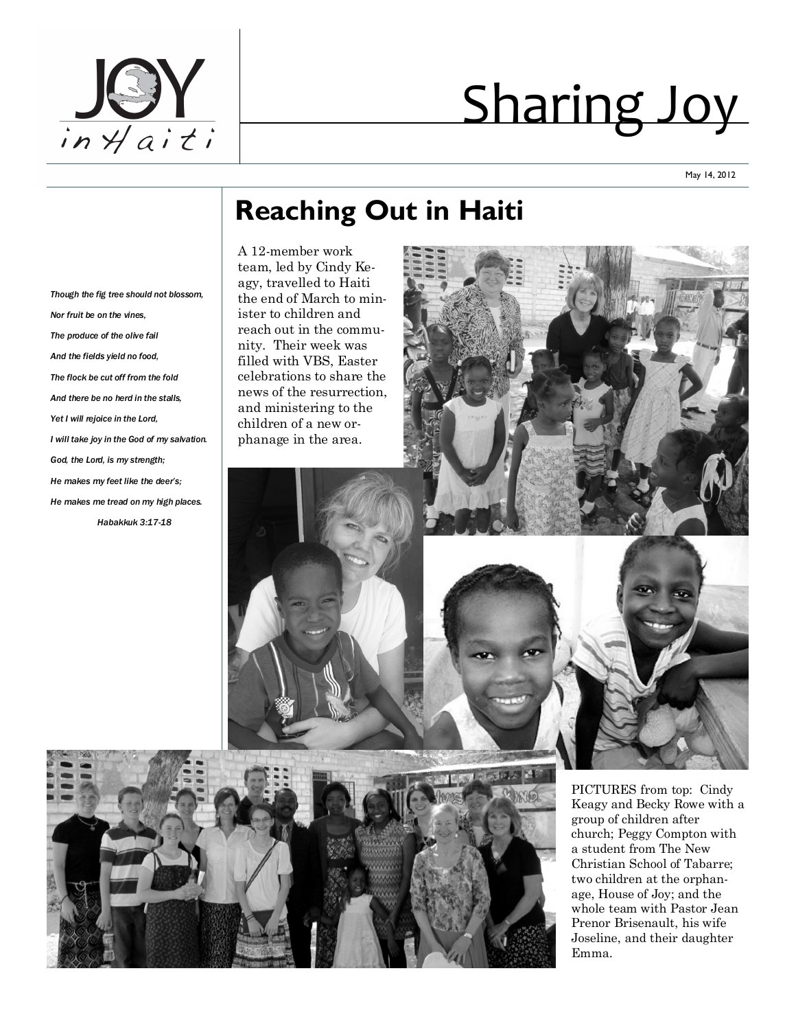# Sharing Joy

May 14, 2012

*Though the fig tree should not blossom,*

*Nor fruit be on the vines,*

*The produce of the olive fail*

*And the fields yield no food,*

*The flock be cut off from the fold*

*And there be no herd in the stalls,*

*Yet I will rejoice in the Lord,*

*I will take joy in the God of my salvation.*

*God, the Lord, is my strength;*

*He makes my feet like the deer's;*

*He makes me tread on my high places.*

*Habakkuk 3:17-18*

## Reaching Out in Haiti

A 12-member work team, led by Cindy Keagy, travelled to Haiti the end of March to minister to children and reach out in the community. Their week was filled with VBS, Easter celebrations to share the news of the resurrection, and ministering to the children of a new orphanage in the area.

PICTURES from top: Cindy Keagy and Becky Rowe with a group of children after church; Peggy Compton with a student from The New Christian School of Tabarre; two children at the orphanage, House of Joy; and the whole team with Pastor Jean Prenor Brisenault, his wife Joseline, and their daughter Emma.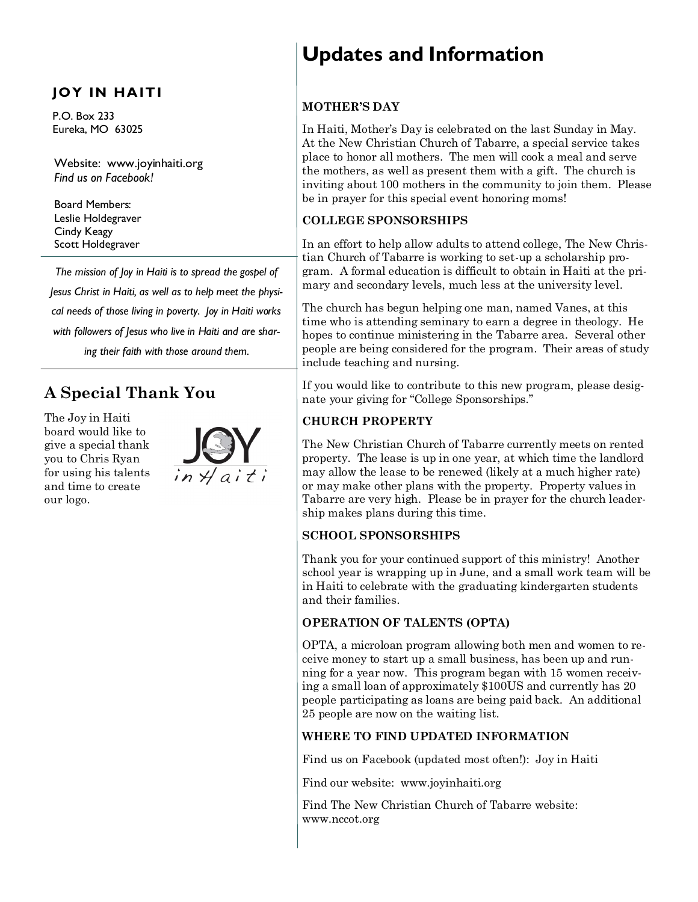## JOY IN HAITI

P.O. Box 233
Eureka, MO 63025

Website: www.joyinhaiti.org
*Find us on Facebook!*

Board Members:
Leslie Holdegraver
Cindy Keagy
Scott Holdegraver

*The mission of Joy in Haiti is to spread the gospel of Jesus Christ in Haiti, as well as to help meet the physical needs of those living in poverty. Joy in Haiti works with followers of Jesus who live in Haiti and are sharing their faith with those around them.*

## A Special Thank You

The Joy in Haiti board would like to give a special thank you to Chris Ryan for using his talents and time to create our logo.

# Updates and Information

### MOTHER'S DAY

In Haiti, Mother's Day is celebrated on the last Sunday in May. At the New Christian Church of Tabarre, a special service takes place to honor all mothers. The men will cook a meal and serve the mothers, as well as present them with a gift. The church is inviting about 100 mothers in the community to join them. Please be in prayer for this special event honoring moms!

### COLLEGE SPONSORSHIPS

In an effort to help allow adults to attend college, The New Christian Church of Tabarre is working to set-up a scholarship program. A formal education is difficult to obtain in Haiti at the primary and secondary levels, much less at the university level.

The church has begun helping one man, named Vanes, at this time who is attending seminary to earn a degree in theology. He hopes to continue ministering in the Tabarre area. Several other people are being considered for the program. Their areas of study include teaching and nursing.

If you would like to contribute to this new program, please designate your giving for "College Sponsorships."

### CHURCH PROPERTY

The New Christian Church of Tabarre currently meets on rented property. The lease is up in one year, at which time the landlord may allow the lease to be renewed (likely at a much higher rate) or may make other plans with the property. Property values in Tabarre are very high. Please be in prayer for the church leadership makes plans during this time.

### SCHOOL SPONSORSHIPS

Thank you for your continued support of this ministry! Another school year is wrapping up in June, and a small work team will be in Haiti to celebrate with the graduating kindergarten students and their families.

### OPERATION OF TALENTS (OPTA)

OPTA, a microloan program allowing both men and women to receive money to start up a small business, has been up and running for a year now. This program began with 15 women receiving a small loan of approximately $100US and currently has 20 people participating as loans are being paid back. An additional 25 people are now on the waiting list.

### WHERE TO FIND UPDATED INFORMATION

Find us on Facebook (updated most often!): Joy in Haiti

Find our website: www.joyinhaiti.org

Find The New Christian Church of Tabarre website: www.nccot.org